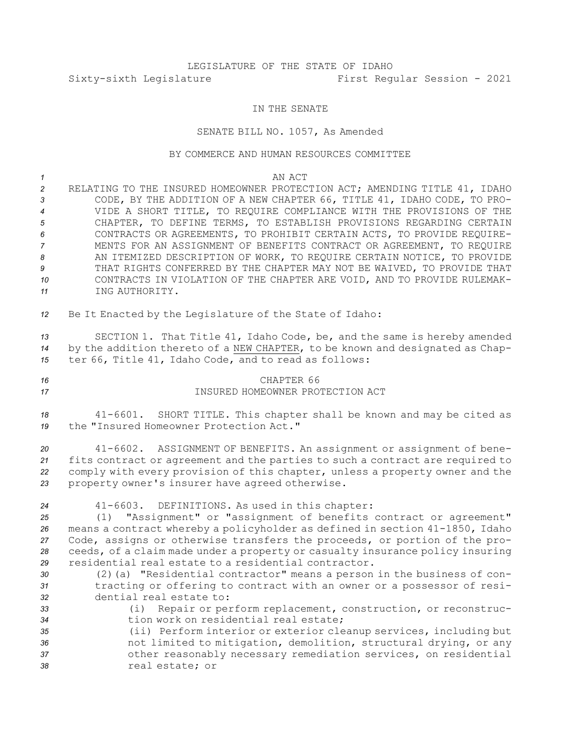LEGISLATURE OF THE STATE OF IDAHO

Sixty-sixth Legislature First Regular Session - 2021

IN THE SENATE

SENATE BILL NO. 1057, As Amended

BY COMMERCE AND HUMAN RESOURCES COMMITTEE

AN ACT

RELATING TO THE INSURED HOMEOWNER PROTECTION ACT; AMENDING TITLE 41, IDAHO CODE, BY THE ADDITION OF A NEW CHAPTER 66, TITLE 41, IDAHO CODE, TO PROVIDE A SHORT TITLE, TO REQUIRE COMPLIANCE WITH THE PROVISIONS OF THE CHAPTER, TO DEFINE TERMS, TO ESTABLISH PROVISIONS REGARDING CERTAIN CONTRACTS OR AGREEMENTS, TO PROHIBIT CERTAIN ACTS, TO PROVIDE REQUIREMENTS FOR AN ASSIGNMENT OF BENEFITS CONTRACT OR AGREEMENT, TO REQUIRE AN ITEMIZED DESCRIPTION OF WORK, TO REQUIRE CERTAIN NOTICE, TO PROVIDE THAT RIGHTS CONFERRED BY THE CHAPTER MAY NOT BE WAIVED, TO PROVIDE THAT CONTRACTS IN VIOLATION OF THE CHAPTER ARE VOID, AND TO PROVIDE RULEMAKING AUTHORITY.

Be It Enacted by the Legislature of the State of Idaho:

SECTION 1. That Title 41, Idaho Code, be, and the same is hereby amended by the addition thereto of a NEW CHAPTER, to be known and designated as Chapter 66, Title 41, Idaho Code, and to read as follows:

CHAPTER 66

INSURED HOMEOWNER PROTECTION ACT

41-6601. SHORT TITLE. This chapter shall be known and may be cited as the "Insured Homeowner Protection Act."

41-6602. ASSIGNMENT OF BENEFITS. An assignment or assignment of benefits contract or agreement and the parties to such a contract are required to comply with every provision of this chapter, unless a property owner and the property owner's insurer have agreed otherwise.

41-6603. DEFINITIONS. As used in this chapter:

(1) "Assignment" or "assignment of benefits contract or agreement" means a contract whereby a policyholder as defined in section 41-1850, Idaho Code, assigns or otherwise transfers the proceeds, or portion of the proceeds, of a claim made under a property or casualty insurance policy insuring residential real estate to a residential contractor.

(2)(a) "Residential contractor" means a person in the business of contracting or offering to contract with an owner or a possessor of residential real estate to:

(i) Repair or perform replacement, construction, or reconstruction work on residential real estate;

(ii) Perform interior or exterior cleanup services, including but not limited to mitigation, demolition, structural drying, or any other reasonably necessary remediation services, on residential real estate; or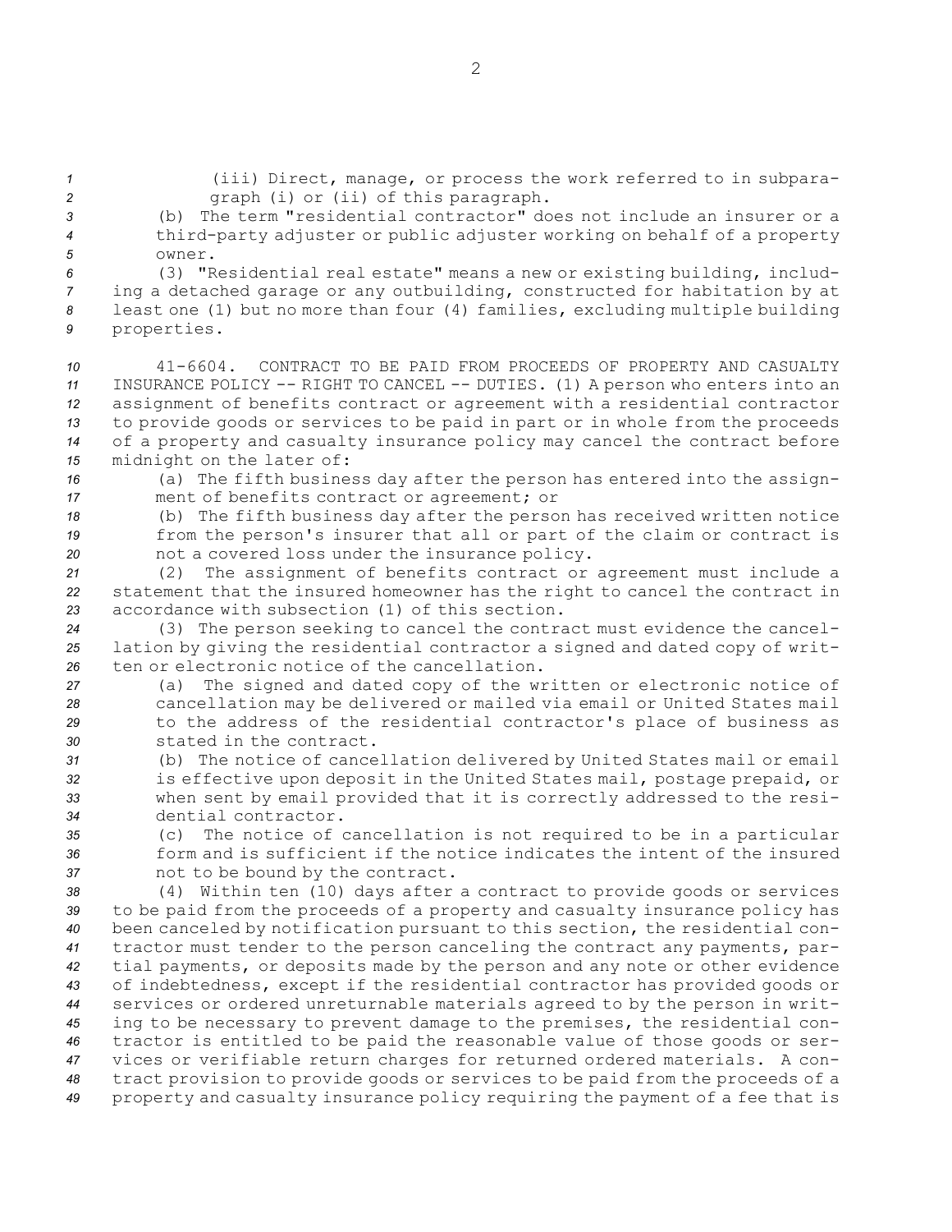(iii) Direct, manage, or process the work referred to in subparagraph (i) or (ii) of this paragraph.

(b) The term "residential contractor" does not include an insurer or a third-party adjuster or public adjuster working on behalf of a property owner.

(3) "Residential real estate" means a new or existing building, including a detached garage or any outbuilding, constructed for habitation by at least one (1) but no more than four (4) families, excluding multiple building properties.

41-6604. CONTRACT TO BE PAID FROM PROCEEDS OF PROPERTY AND CASUALTY INSURANCE POLICY -- RIGHT TO CANCEL -- DUTIES. (1) A person who enters into an assignment of benefits contract or agreement with a residential contractor to provide goods or services to be paid in part or in whole from the proceeds of a property and casualty insurance policy may cancel the contract before midnight on the later of:

(a) The fifth business day after the person has entered into the assignment of benefits contract or agreement; or

(b) The fifth business day after the person has received written notice from the person's insurer that all or part of the claim or contract is not a covered loss under the insurance policy.

(2) The assignment of benefits contract or agreement must include a statement that the insured homeowner has the right to cancel the contract in accordance with subsection (1) of this section.

(3) The person seeking to cancel the contract must evidence the cancellation by giving the residential contractor a signed and dated copy of written or electronic notice of the cancellation.

(a) The signed and dated copy of the written or electronic notice of cancellation may be delivered or mailed via email or United States mail to the address of the residential contractor's place of business as stated in the contract.

(b) The notice of cancellation delivered by United States mail or email is effective upon deposit in the United States mail, postage prepaid, or when sent by email provided that it is correctly addressed to the residential contractor.

(c) The notice of cancellation is not required to be in a particular form and is sufficient if the notice indicates the intent of the insured not to be bound by the contract.

(4) Within ten (10) days after a contract to provide goods or services to be paid from the proceeds of a property and casualty insurance policy has been canceled by notification pursuant to this section, the residential contractor must tender to the person canceling the contract any payments, partial payments, or deposits made by the person and any note or other evidence of indebtedness, except if the residential contractor has provided goods or services or ordered unreturnable materials agreed to by the person in writing to be necessary to prevent damage to the premises, the residential contractor is entitled to be paid the reasonable value of those goods or services or verifiable return charges for returned ordered materials. A contract provision to provide goods or services to be paid from the proceeds of a property and casualty insurance policy requiring the payment of a fee that is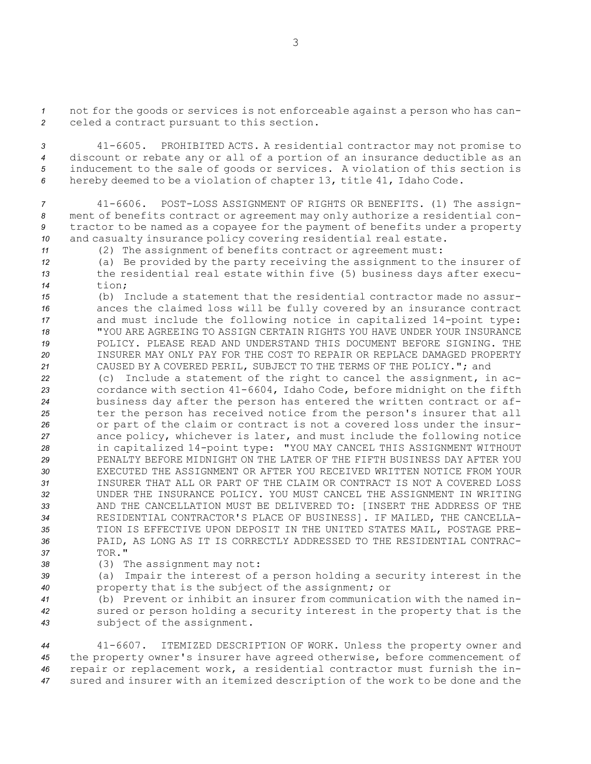not for the goods or services is not enforceable against a person who has canceled a contract pursuant to this section.

41-6605. PROHIBITED ACTS. A residential contractor may not promise to discount or rebate any or all of a portion of an insurance deductible as an inducement to the sale of goods or services. A violation of this section is hereby deemed to be a violation of chapter 13, title 41, Idaho Code.

41-6606. POST-LOSS ASSIGNMENT OF RIGHTS OR BENEFITS. (1) The assignment of benefits contract or agreement may only authorize a residential contractor to be named as a copayee for the payment of benefits under a property and casualty insurance policy covering residential real estate.

(2) The assignment of benefits contract or agreement must:

(a) Be provided by the party receiving the assignment to the insurer of the residential real estate within five (5) business days after execution;

(b) Include a statement that the residential contractor made no assurances the claimed loss will be fully covered by an insurance contract and must include the following notice in capitalized 14-point type: "YOU ARE AGREEING TO ASSIGN CERTAIN RIGHTS YOU HAVE UNDER YOUR INSURANCE POLICY. PLEASE READ AND UNDERSTAND THIS DOCUMENT BEFORE SIGNING. THE INSURER MAY ONLY PAY FOR THE COST TO REPAIR OR REPLACE DAMAGED PROPERTY CAUSED BY A COVERED PERIL, SUBJECT TO THE TERMS OF THE POLICY."; and

(c) Include a statement of the right to cancel the assignment, in accordance with section 41-6604, Idaho Code, before midnight on the fifth business day after the person has entered the written contract or after the person has received notice from the person's insurer that all or part of the claim or contract is not a covered loss under the insurance policy, whichever is later, and must include the following notice in capitalized 14-point type: "YOU MAY CANCEL THIS ASSIGNMENT WITHOUT PENALTY BEFORE MIDNIGHT ON THE LATER OF THE FIFTH BUSINESS DAY AFTER YOU EXECUTED THE ASSIGNMENT OR AFTER YOU RECEIVED WRITTEN NOTICE FROM YOUR INSURER THAT ALL OR PART OF THE CLAIM OR CONTRACT IS NOT A COVERED LOSS UNDER THE INSURANCE POLICY. YOU MUST CANCEL THE ASSIGNMENT IN WRITING AND THE CANCELLATION MUST BE DELIVERED TO: [INSERT THE ADDRESS OF THE RESIDENTIAL CONTRACTOR'S PLACE OF BUSINESS]. IF MAILED, THE CANCELLATION IS EFFECTIVE UPON DEPOSIT IN THE UNITED STATES MAIL, POSTAGE PREPAID, AS LONG AS IT IS CORRECTLY ADDRESSED TO THE RESIDENTIAL CONTRACTOR."

(3) The assignment may not:

(a) Impair the interest of a person holding a security interest in the property that is the subject of the assignment; or

(b) Prevent or inhibit an insurer from communication with the named insured or person holding a security interest in the property that is the subject of the assignment.

41-6607. ITEMIZED DESCRIPTION OF WORK. Unless the property owner and the property owner's insurer have agreed otherwise, before commencement of repair or replacement work, a residential contractor must furnish the insured and insurer with an itemized description of the work to be done and the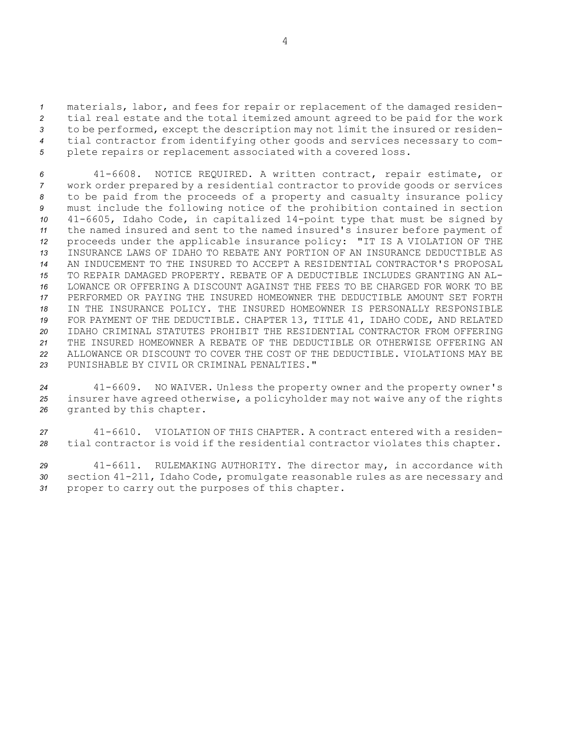materials, labor, and fees for repair or replacement of the damaged residential real estate and the total itemized amount agreed to be paid for the work to be performed, except the description may not limit the insured or residential contractor from identifying other goods and services necessary to complete repairs or replacement associated with a covered loss.

41-6608. NOTICE REQUIRED. A written contract, repair estimate, or work order prepared by a residential contractor to provide goods or services to be paid from the proceeds of a property and casualty insurance policy must include the following notice of the prohibition contained in section 41-6605, Idaho Code, in capitalized 14-point type that must be signed by the named insured and sent to the named insured's insurer before payment of proceeds under the applicable insurance policy: "IT IS A VIOLATION OF THE INSURANCE LAWS OF IDAHO TO REBATE ANY PORTION OF AN INSURANCE DEDUCTIBLE AS AN INDUCEMENT TO THE INSURED TO ACCEPT A RESIDENTIAL CONTRACTOR'S PROPOSAL TO REPAIR DAMAGED PROPERTY. REBATE OF A DEDUCTIBLE INCLUDES GRANTING AN ALLOWANCE OR OFFERING A DISCOUNT AGAINST THE FEES TO BE CHARGED FOR WORK TO BE PERFORMED OR PAYING THE INSURED HOMEOWNER THE DEDUCTIBLE AMOUNT SET FORTH IN THE INSURANCE POLICY. THE INSURED HOMEOWNER IS PERSONALLY RESPONSIBLE FOR PAYMENT OF THE DEDUCTIBLE. CHAPTER 13, TITLE 41, IDAHO CODE, AND RELATED IDAHO CRIMINAL STATUTES PROHIBIT THE RESIDENTIAL CONTRACTOR FROM OFFERING THE INSURED HOMEOWNER A REBATE OF THE DEDUCTIBLE OR OTHERWISE OFFERING AN ALLOWANCE OR DISCOUNT TO COVER THE COST OF THE DEDUCTIBLE. VIOLATIONS MAY BE PUNISHABLE BY CIVIL OR CRIMINAL PENALTIES."

41-6609. NO WAIVER. Unless the property owner and the property owner's insurer have agreed otherwise, a policyholder may not waive any of the rights granted by this chapter.

41-6610. VIOLATION OF THIS CHAPTER. A contract entered with a residential contractor is void if the residential contractor violates this chapter.

41-6611. RULEMAKING AUTHORITY. The director may, in accordance with section 41-211, Idaho Code, promulgate reasonable rules as are necessary and proper to carry out the purposes of this chapter.